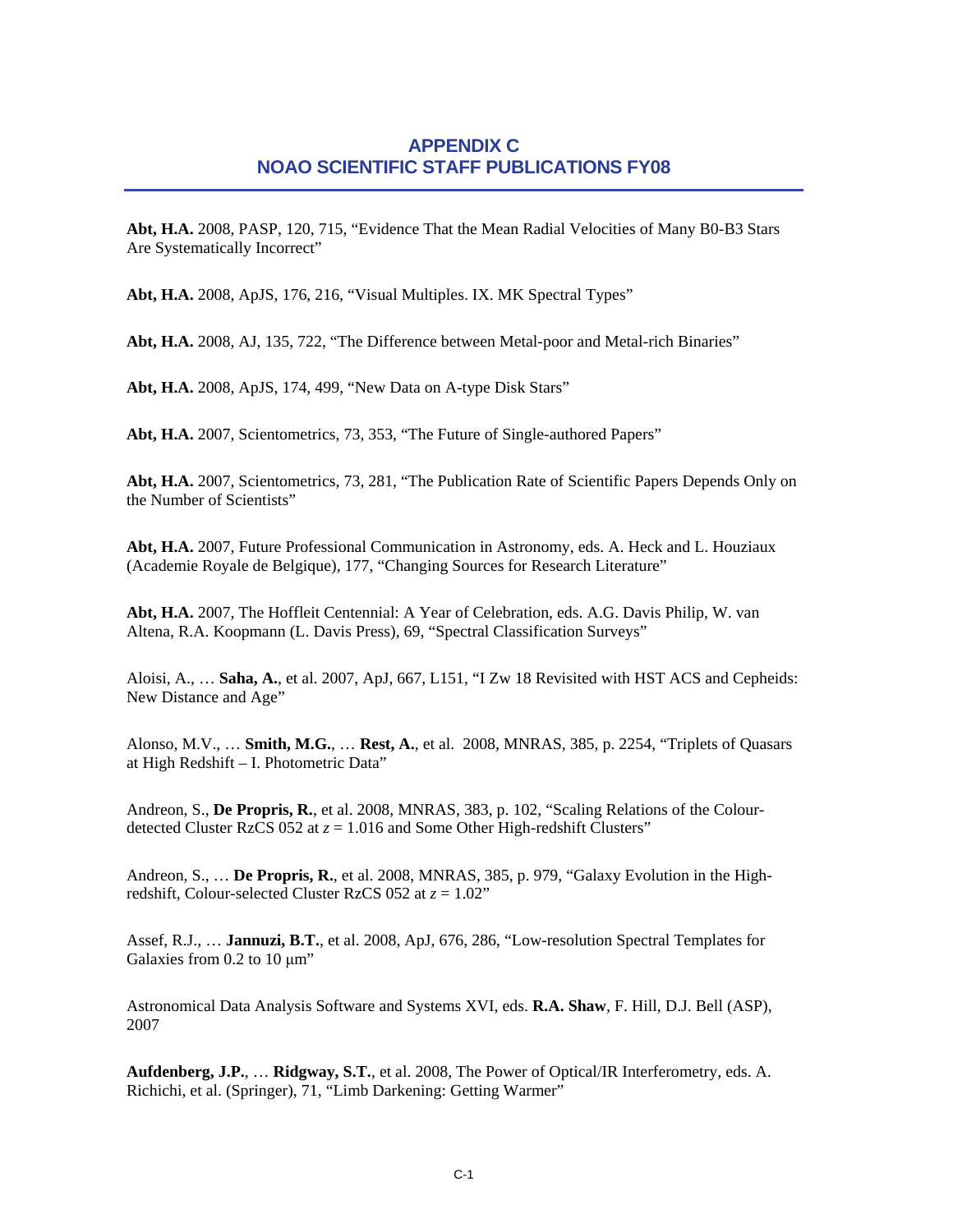# APPENDIX C
# NOAO SCIENTIFIC STAFF PUBLICATIONS FY08

**Abt, H.A.** 2008, PASP, 120, 715, "Evidence That the Mean Radial Velocities of Many B0-B3 Stars Are Systematically Incorrect"

**Abt, H.A.** 2008, ApJS, 176, 216, "Visual Multiples. IX. MK Spectral Types"

**Abt, H.A.** 2008, AJ, 135, 722, "The Difference between Metal-poor and Metal-rich Binaries"

**Abt, H.A.** 2008, ApJS, 174, 499, "New Data on A-type Disk Stars"

**Abt, H.A.** 2007, Scientometrics, 73, 353, "The Future of Single-authored Papers"

**Abt, H.A.** 2007, Scientometrics, 73, 281, "The Publication Rate of Scientific Papers Depends Only on the Number of Scientists"

**Abt, H.A.** 2007, Future Professional Communication in Astronomy, eds. A. Heck and L. Houziaux (Academie Royale de Belgique), 177, "Changing Sources for Research Literature"

**Abt, H.A.** 2007, The Hoffleit Centennial: A Year of Celebration, eds. A.G. Davis Philip, W. van Altena, R.A. Koopmann (L. Davis Press), 69, "Spectral Classification Surveys"

Aloisi, A., … **Saha, A.**, et al. 2007, ApJ, 667, L151, "I Zw 18 Revisited with HST ACS and Cepheids: New Distance and Age"

Alonso, M.V., … **Smith, M.G.**, … **Rest, A.**, et al. 2008, MNRAS, 385, p. 2254, "Triplets of Quasars at High Redshift – I. Photometric Data"

Andreon, S., **De Propris, R.**, et al. 2008, MNRAS, 383, p. 102, "Scaling Relations of the Colour-detected Cluster RzCS 052 at $z = 1.016$ and Some Other High-redshift Clusters"

Andreon, S., … **De Propris, R.**, et al. 2008, MNRAS, 385, p. 979, "Galaxy Evolution in the High-redshift, Colour-selected Cluster RzCS 052 at $z = 1.02$"

Assef, R.J., … **Jannuzi, B.T.**, et al. 2008, ApJ, 676, 286, "Low-resolution Spectral Templates for Galaxies from 0.2 to 10 μm"

Astronomical Data Analysis Software and Systems XVI, eds. **R.A. Shaw**, F. Hill, D.J. Bell (ASP), 2007

**Aufdenberg, J.P.**, … **Ridgway, S.T.**, et al. 2008, The Power of Optical/IR Interferometry, eds. A. Richichi, et al. (Springer), 71, "Limb Darkening: Getting Warmer"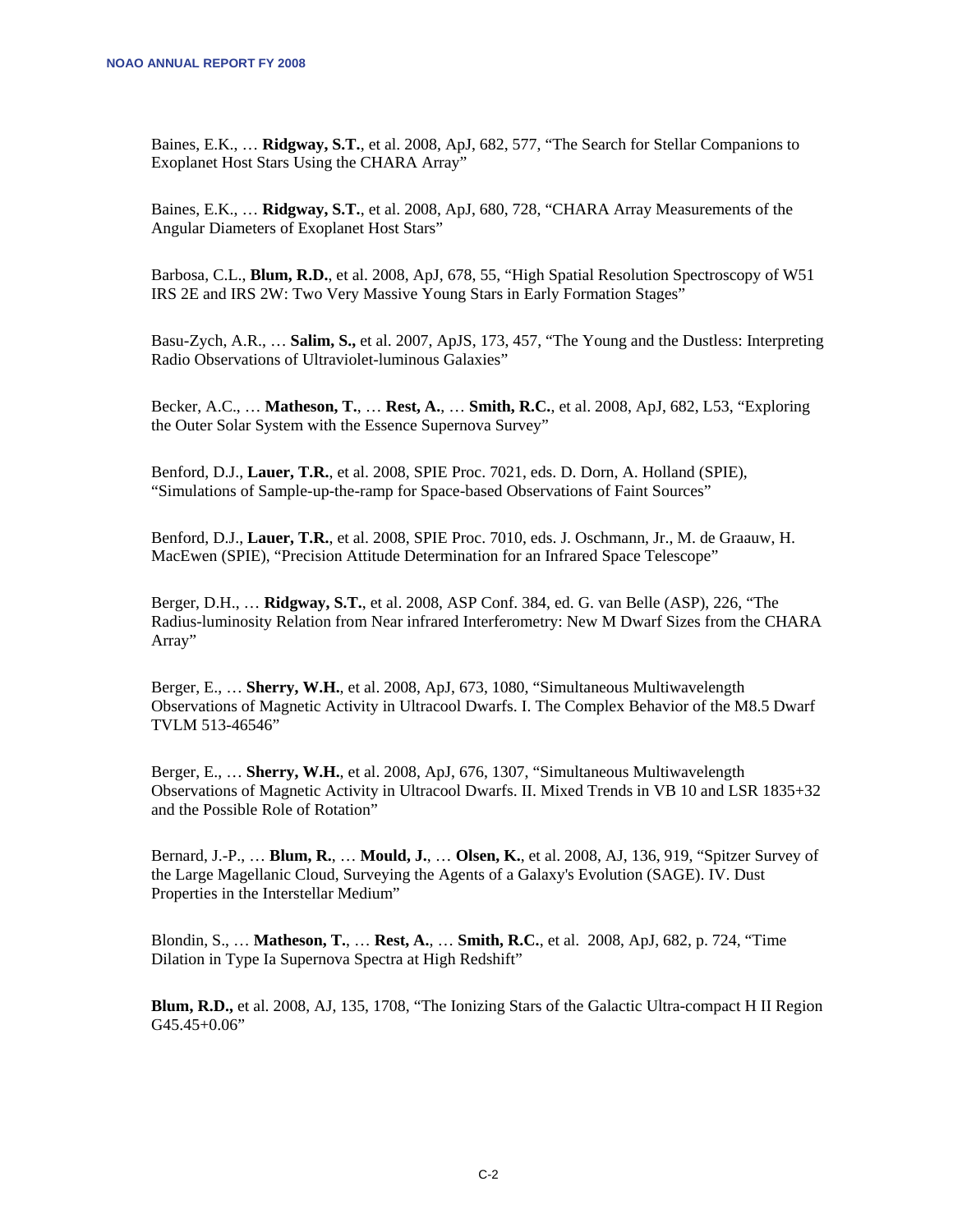Baines, E.K., … **Ridgway, S.T.**, et al. 2008, ApJ, 682, 577, “The Search for Stellar Companions to Exoplanet Host Stars Using the CHARA Array”

Baines, E.K., … **Ridgway, S.T.**, et al. 2008, ApJ, 680, 728, “CHARA Array Measurements of the Angular Diameters of Exoplanet Host Stars”

Barbosa, C.L., **Blum, R.D.**, et al. 2008, ApJ, 678, 55, “High Spatial Resolution Spectroscopy of W51 IRS 2E and IRS 2W: Two Very Massive Young Stars in Early Formation Stages”

Basu-Zych, A.R., … **Salim, S.,** et al. 2007, ApJS, 173, 457, “The Young and the Dustless: Interpreting Radio Observations of Ultraviolet-luminous Galaxies”

Becker, A.C., … **Matheson, T.**, … **Rest, A.**, … **Smith, R.C.**, et al. 2008, ApJ, 682, L53, “Exploring the Outer Solar System with the Essence Supernova Survey”

Benford, D.J., **Lauer, T.R.**, et al. 2008, SPIE Proc. 7021, eds. D. Dorn, A. Holland (SPIE), “Simulations of Sample-up-the-ramp for Space-based Observations of Faint Sources”

Benford, D.J., **Lauer, T.R.**, et al. 2008, SPIE Proc. 7010, eds. J. Oschmann, Jr., M. de Graauw, H. MacEwen (SPIE), “Precision Attitude Determination for an Infrared Space Telescope”

Berger, D.H., … **Ridgway, S.T.**, et al. 2008, ASP Conf. 384, ed. G. van Belle (ASP), 226, “The Radius-luminosity Relation from Near infrared Interferometry: New M Dwarf Sizes from the CHARA Array”

Berger, E., … **Sherry, W.H.**, et al. 2008, ApJ, 673, 1080, “Simultaneous Multiwavelength Observations of Magnetic Activity in Ultracool Dwarfs. I. The Complex Behavior of the M8.5 Dwarf TVLM 513-46546”

Berger, E., … **Sherry, W.H.**, et al. 2008, ApJ, 676, 1307, “Simultaneous Multiwavelength Observations of Magnetic Activity in Ultracool Dwarfs. II. Mixed Trends in VB 10 and LSR 1835+32 and the Possible Role of Rotation”

Bernard, J.-P., … **Blum, R.**, … **Mould, J.**, … **Olsen, K.**, et al. 2008, AJ, 136, 919, “Spitzer Survey of the Large Magellanic Cloud, Surveying the Agents of a Galaxy's Evolution (SAGE). IV. Dust Properties in the Interstellar Medium”

Blondin, S., … **Matheson, T.**, … **Rest, A.**, … **Smith, R.C.**, et al. 2008, ApJ, 682, p. 724, “Time Dilation in Type Ia Supernova Spectra at High Redshift”

**Blum, R.D.,** et al. 2008, AJ, 135, 1708, “The Ionizing Stars of the Galactic Ultra-compact H II Region G45.45+0.06”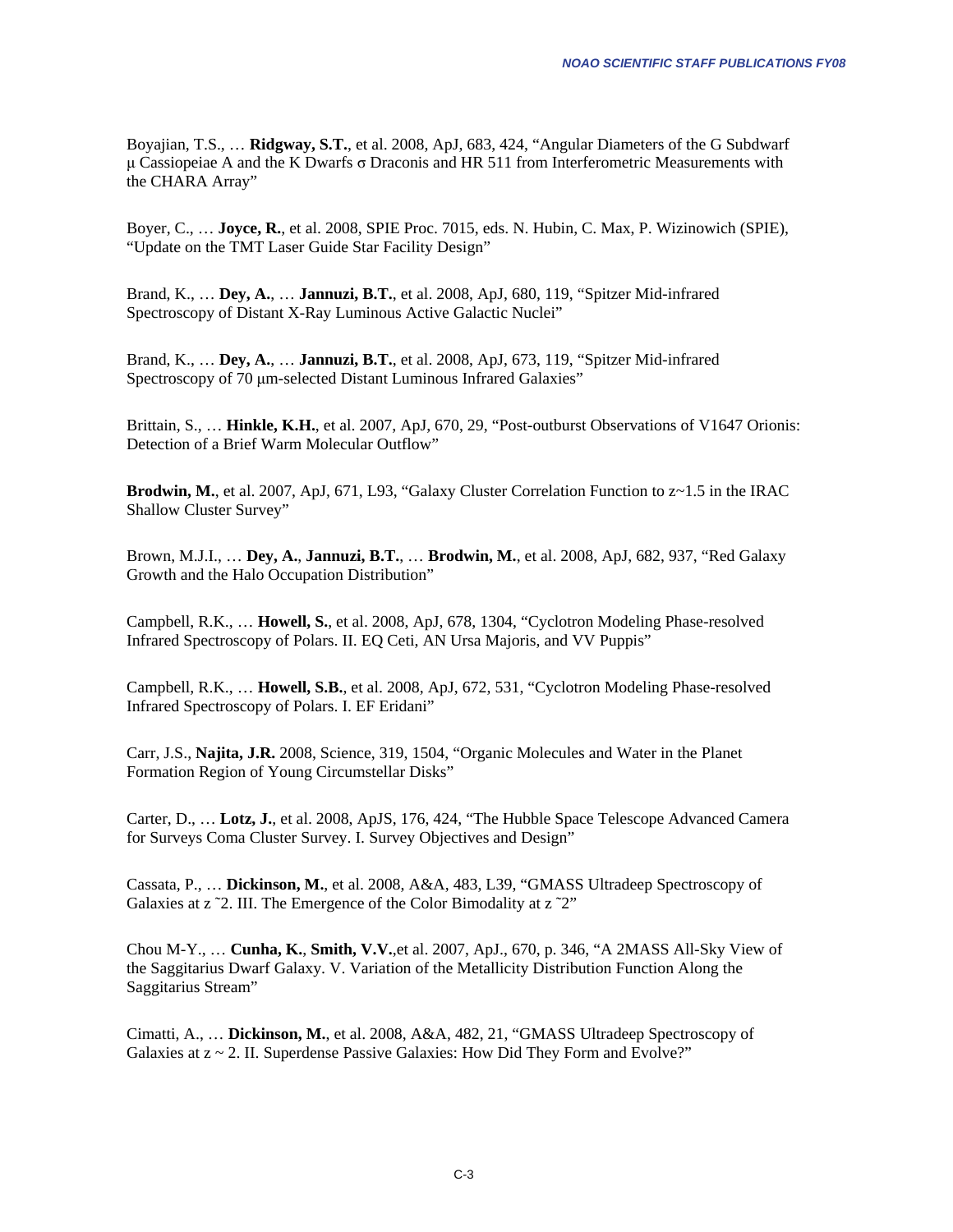Boyajian, T.S., … **Ridgway, S.T.**, et al. 2008, ApJ, 683, 424, "Angular Diameters of the G Subdwarf μ Cassiopeiae A and the K Dwarfs σ Draconis and HR 511 from Interferometric Measurements with the CHARA Array"

Boyer, C., … **Joyce, R.**, et al. 2008, SPIE Proc. 7015, eds. N. Hubin, C. Max, P. Wizinowich (SPIE), "Update on the TMT Laser Guide Star Facility Design"

Brand, K., … **Dey, A.**, … **Jannuzi, B.T.**, et al. 2008, ApJ, 680, 119, "Spitzer Mid-infrared Spectroscopy of Distant X-Ray Luminous Active Galactic Nuclei"

Brand, K., … **Dey, A.**, … **Jannuzi, B.T.**, et al. 2008, ApJ, 673, 119, "Spitzer Mid-infrared Spectroscopy of 70 μm-selected Distant Luminous Infrared Galaxies"

Brittain, S., … **Hinkle, K.H.**, et al. 2007, ApJ, 670, 29, "Post-outburst Observations of V1647 Orionis: Detection of a Brief Warm Molecular Outflow"

**Brodwin, M.**, et al. 2007, ApJ, 671, L93, "Galaxy Cluster Correlation Function to z~1.5 in the IRAC Shallow Cluster Survey"

Brown, M.J.I., … **Dey, A.**, **Jannuzi, B.T.**, … **Brodwin, M.**, et al. 2008, ApJ, 682, 937, "Red Galaxy Growth and the Halo Occupation Distribution"

Campbell, R.K., … **Howell, S.**, et al. 2008, ApJ, 678, 1304, "Cyclotron Modeling Phase-resolved Infrared Spectroscopy of Polars. II. EQ Ceti, AN Ursa Majoris, and VV Puppis"

Campbell, R.K., … **Howell, S.B.**, et al. 2008, ApJ, 672, 531, "Cyclotron Modeling Phase-resolved Infrared Spectroscopy of Polars. I. EF Eridani"

Carr, J.S., **Najita, J.R.** 2008, Science, 319, 1504, "Organic Molecules and Water in the Planet Formation Region of Young Circumstellar Disks"

Carter, D., … **Lotz, J.**, et al. 2008, ApJS, 176, 424, "The Hubble Space Telescope Advanced Camera for Surveys Coma Cluster Survey. I. Survey Objectives and Design"

Cassata, P., … **Dickinson, M.**, et al. 2008, A&A, 483, L39, "GMASS Ultradeep Spectroscopy of Galaxies at z ˜2. III. The Emergence of the Color Bimodality at z ˜2"

Chou M-Y., … **Cunha, K.**, **Smith, V.V.**,et al. 2007, ApJ., 670, p. 346, "A 2MASS All-Sky View of the Saggitarius Dwarf Galaxy. V. Variation of the Metallicity Distribution Function Along the Saggitarius Stream"

Cimatti, A., … **Dickinson, M.**, et al. 2008, A&A, 482, 21, "GMASS Ultradeep Spectroscopy of Galaxies at z ~ 2. II. Superdense Passive Galaxies: How Did They Form and Evolve?"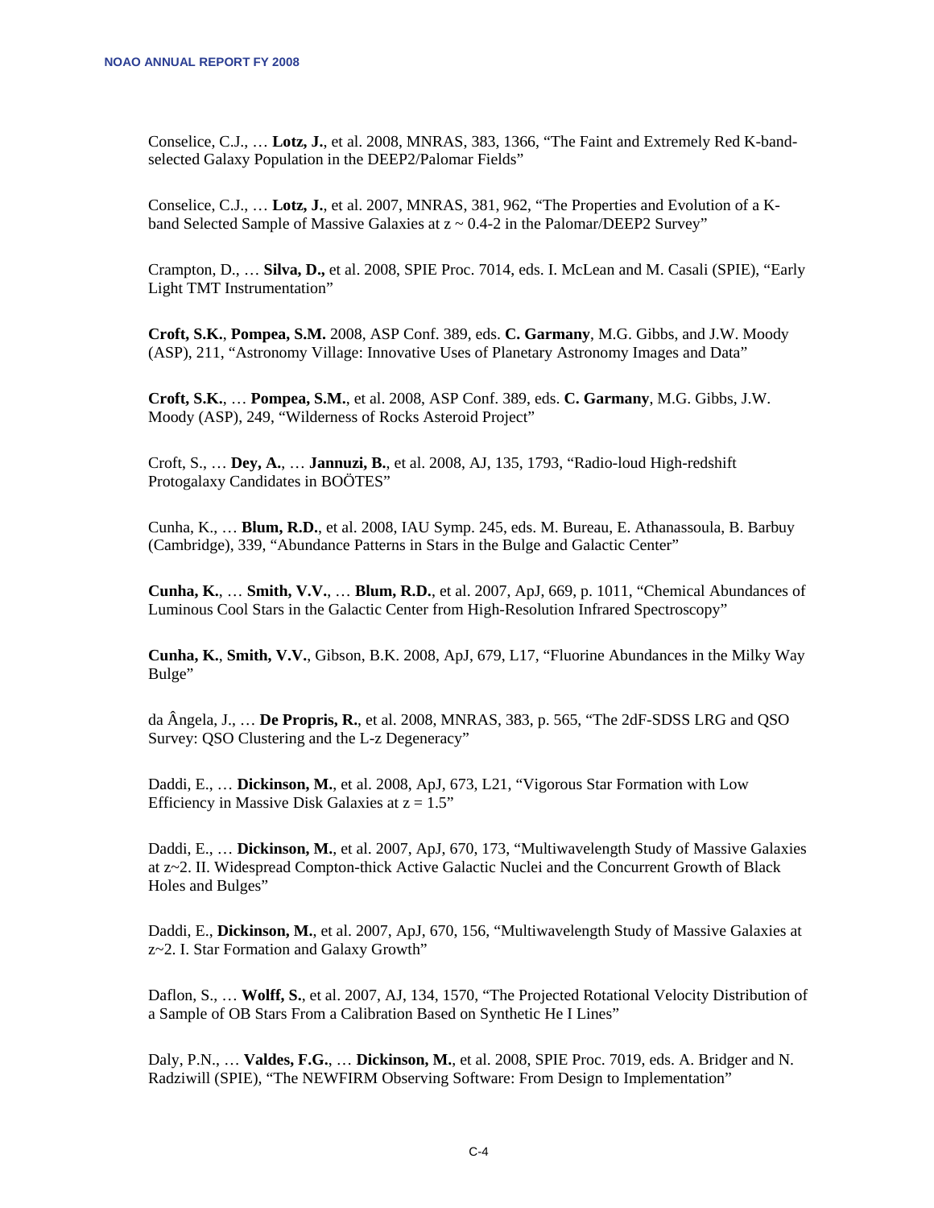Conselice, C.J., … **Lotz, J.**, et al. 2008, MNRAS, 383, 1366, "The Faint and Extremely Red K-band-selected Galaxy Population in the DEEP2/Palomar Fields"

Conselice, C.J., … **Lotz, J.**, et al. 2007, MNRAS, 381, 962, "The Properties and Evolution of a K-band Selected Sample of Massive Galaxies at z ~ 0.4-2 in the Palomar/DEEP2 Survey"

Crampton, D., … **Silva, D.,** et al. 2008, SPIE Proc. 7014, eds. I. McLean and M. Casali (SPIE), "Early Light TMT Instrumentation"

**Croft, S.K.**, **Pompea, S.M.** 2008, ASP Conf. 389, eds. **C. Garmany**, M.G. Gibbs, and J.W. Moody (ASP), 211, "Astronomy Village: Innovative Uses of Planetary Astronomy Images and Data"

**Croft, S.K.**, … **Pompea, S.M.**, et al. 2008, ASP Conf. 389, eds. **C. Garmany**, M.G. Gibbs, J.W. Moody (ASP), 249, "Wilderness of Rocks Asteroid Project"

Croft, S., … **Dey, A.**, … **Jannuzi, B.**, et al. 2008, AJ, 135, 1793, "Radio-loud High-redshift Protogalaxy Candidates in BOÖTES"

Cunha, K., … **Blum, R.D.**, et al. 2008, IAU Symp. 245, eds. M. Bureau, E. Athanassoula, B. Barbuy (Cambridge), 339, "Abundance Patterns in Stars in the Bulge and Galactic Center"

**Cunha, K.**, … **Smith, V.V.**, … **Blum, R.D.**, et al. 2007, ApJ, 669, p. 1011, "Chemical Abundances of Luminous Cool Stars in the Galactic Center from High-Resolution Infrared Spectroscopy"

**Cunha, K.**, **Smith, V.V.**, Gibson, B.K. 2008, ApJ, 679, L17, "Fluorine Abundances in the Milky Way Bulge"

da Ângela, J., … **De Propris, R.**, et al. 2008, MNRAS, 383, p. 565, "The 2dF-SDSS LRG and QSO Survey: QSO Clustering and the L-z Degeneracy"

Daddi, E., … **Dickinson, M.**, et al. 2008, ApJ, 673, L21, "Vigorous Star Formation with Low Efficiency in Massive Disk Galaxies at z = 1.5"

Daddi, E., … **Dickinson, M.**, et al. 2007, ApJ, 670, 173, "Multiwavelength Study of Massive Galaxies at z~2. II. Widespread Compton-thick Active Galactic Nuclei and the Concurrent Growth of Black Holes and Bulges"

Daddi, E., **Dickinson, M.**, et al. 2007, ApJ, 670, 156, "Multiwavelength Study of Massive Galaxies at z~2. I. Star Formation and Galaxy Growth"

Daflon, S., … **Wolff, S.**, et al. 2007, AJ, 134, 1570, "The Projected Rotational Velocity Distribution of a Sample of OB Stars From a Calibration Based on Synthetic He I Lines"

Daly, P.N., … **Valdes, F.G.**, … **Dickinson, M.**, et al. 2008, SPIE Proc. 7019, eds. A. Bridger and N. Radziwill (SPIE), "The NEWFIRM Observing Software: From Design to Implementation"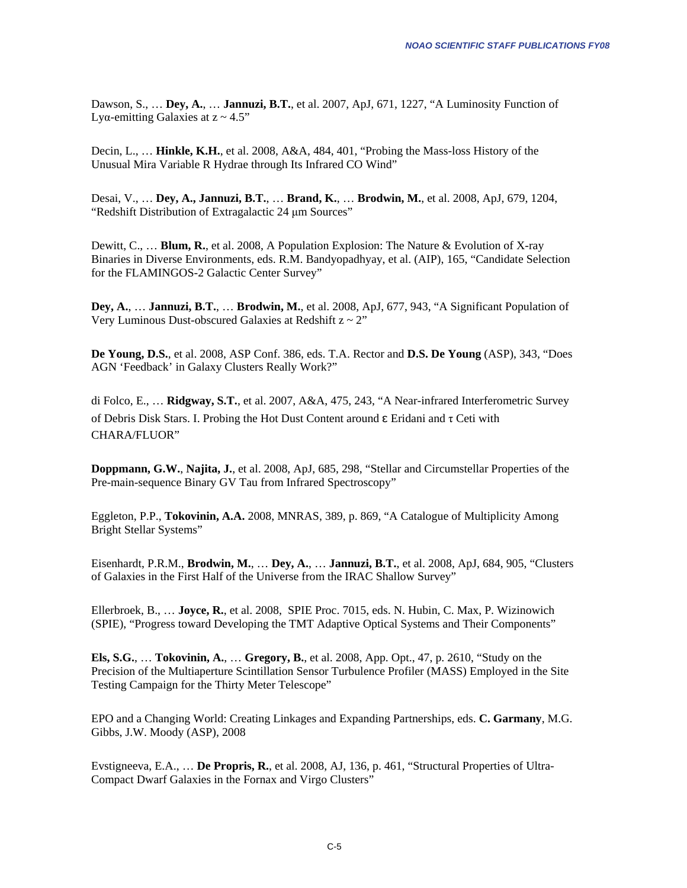Dawson, S., … **Dey, A.**, … **Jannuzi, B.T.**, et al. 2007, ApJ, 671, 1227, "A Luminosity Function of Lyα-emitting Galaxies at z ~ 4.5"

Decin, L., … **Hinkle, K.H.**, et al. 2008, A&A, 484, 401, "Probing the Mass-loss History of the Unusual Mira Variable R Hydrae through Its Infrared CO Wind"

Desai, V., … **Dey, A., Jannuzi, B.T.**, … **Brand, K.**, … **Brodwin, M.**, et al. 2008, ApJ, 679, 1204, "Redshift Distribution of Extragalactic 24 μm Sources"

Dewitt, C., … **Blum, R.**, et al. 2008, A Population Explosion: The Nature & Evolution of X-ray Binaries in Diverse Environments, eds. R.M. Bandyopadhyay, et al. (AIP), 165, "Candidate Selection for the FLAMINGOS-2 Galactic Center Survey"

**Dey, A.**, … **Jannuzi, B.T.**, … **Brodwin, M.**, et al. 2008, ApJ, 677, 943, "A Significant Population of Very Luminous Dust-obscured Galaxies at Redshift z ~ 2"

**De Young, D.S.**, et al. 2008, ASP Conf. 386, eds. T.A. Rector and **D.S. De Young** (ASP), 343, "Does AGN 'Feedback' in Galaxy Clusters Really Work?"

di Folco, E., … **Ridgway, S.T.**, et al. 2007, A&A, 475, 243, "A Near-infrared Interferometric Survey of Debris Disk Stars. I. Probing the Hot Dust Content around ε Eridani and τ Ceti with CHARA/FLUOR"

**Doppmann, G.W.**, **Najita, J.**, et al. 2008, ApJ, 685, 298, "Stellar and Circumstellar Properties of the Pre-main-sequence Binary GV Tau from Infrared Spectroscopy"

Eggleton, P.P., **Tokovinin, A.A.** 2008, MNRAS, 389, p. 869, "A Catalogue of Multiplicity Among Bright Stellar Systems"

Eisenhardt, P.R.M., **Brodwin, M.**, … **Dey, A.**, … **Jannuzi, B.T.**, et al. 2008, ApJ, 684, 905, "Clusters of Galaxies in the First Half of the Universe from the IRAC Shallow Survey"

Ellerbroek, B., … **Joyce, R.**, et al. 2008, SPIE Proc. 7015, eds. N. Hubin, C. Max, P. Wizinowich (SPIE), "Progress toward Developing the TMT Adaptive Optical Systems and Their Components"

**Els, S.G.**, … **Tokovinin, A.**, … **Gregory, B.**, et al. 2008, App. Opt., 47, p. 2610, "Study on the Precision of the Multiaperture Scintillation Sensor Turbulence Profiler (MASS) Employed in the Site Testing Campaign for the Thirty Meter Telescope"

EPO and a Changing World: Creating Linkages and Expanding Partnerships, eds. **C. Garmany**, M.G. Gibbs, J.W. Moody (ASP), 2008

Evstigneeva, E.A., … **De Propris, R.**, et al. 2008, AJ, 136, p. 461, "Structural Properties of Ultra-Compact Dwarf Galaxies in the Fornax and Virgo Clusters"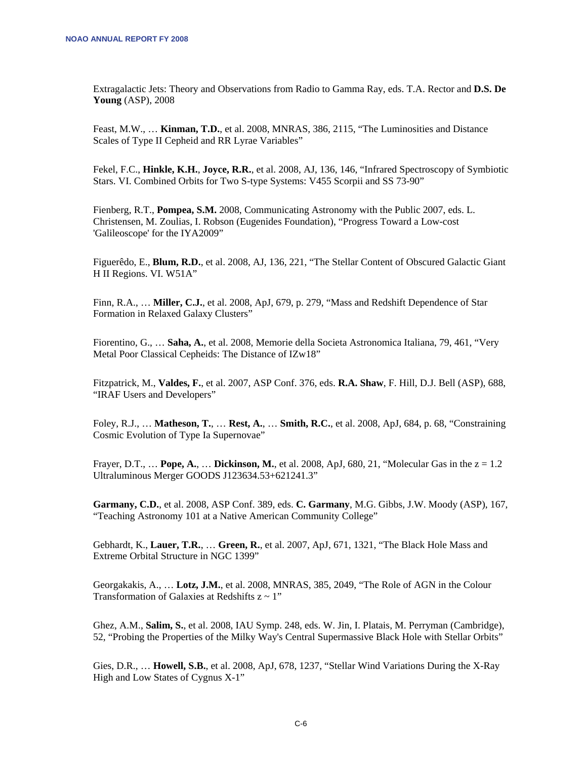Extragalactic Jets: Theory and Observations from Radio to Gamma Ray, eds. T.A. Rector and **D.S. De Young** (ASP), 2008

Feast, M.W., … **Kinman, T.D.**, et al. 2008, MNRAS, 386, 2115, "The Luminosities and Distance Scales of Type II Cepheid and RR Lyrae Variables"

Fekel, F.C., **Hinkle, K.H.**, **Joyce, R.R.**, et al. 2008, AJ, 136, 146, "Infrared Spectroscopy of Symbiotic Stars. VI. Combined Orbits for Two S-type Systems: V455 Scorpii and SS 73-90"

Fienberg, R.T., **Pompea, S.M.** 2008, Communicating Astronomy with the Public 2007, eds. L. Christensen, M. Zoulias, I. Robson (Eugenides Foundation), "Progress Toward a Low-cost 'Galileoscope' for the IYA2009"

Figuerêdo, E., **Blum, R.D.**, et al. 2008, AJ, 136, 221, "The Stellar Content of Obscured Galactic Giant H II Regions. VI. W51A"

Finn, R.A., … **Miller, C.J.**, et al. 2008, ApJ, 679, p. 279, "Mass and Redshift Dependence of Star Formation in Relaxed Galaxy Clusters"

Fiorentino, G., … **Saha, A.**, et al. 2008, Memorie della Societa Astronomica Italiana, 79, 461, "Very Metal Poor Classical Cepheids: The Distance of IZw18"

Fitzpatrick, M., **Valdes, F.**, et al. 2007, ASP Conf. 376, eds. **R.A. Shaw**, F. Hill, D.J. Bell (ASP), 688, "IRAF Users and Developers"

Foley, R.J., … **Matheson, T.**, … **Rest, A.**, … **Smith, R.C.**, et al. 2008, ApJ, 684, p. 68, "Constraining Cosmic Evolution of Type Ia Supernovae"

Frayer, D.T., … **Pope, A.**, … **Dickinson, M.**, et al. 2008, ApJ, 680, 21, "Molecular Gas in the $z = 1.2$ Ultraluminous Merger GOODS J123634.53+621241.3"

**Garmany, C.D.**, et al. 2008, ASP Conf. 389, eds. **C. Garmany**, M.G. Gibbs, J.W. Moody (ASP), 167, "Teaching Astronomy 101 at a Native American Community College"

Gebhardt, K., **Lauer, T.R.**, … **Green, R.**, et al. 2007, ApJ, 671, 1321, "The Black Hole Mass and Extreme Orbital Structure in NGC 1399"

Georgakakis, A., … **Lotz, J.M.**, et al. 2008, MNRAS, 385, 2049, "The Role of AGN in the Colour Transformation of Galaxies at Redshifts $z \sim 1$"

Ghez, A.M., **Salim, S.**, et al. 2008, IAU Symp. 248, eds. W. Jin, I. Platais, M. Perryman (Cambridge), 52, "Probing the Properties of the Milky Way's Central Supermassive Black Hole with Stellar Orbits"

Gies, D.R., … **Howell, S.B.**, et al. 2008, ApJ, 678, 1237, "Stellar Wind Variations During the X-Ray High and Low States of Cygnus X-1"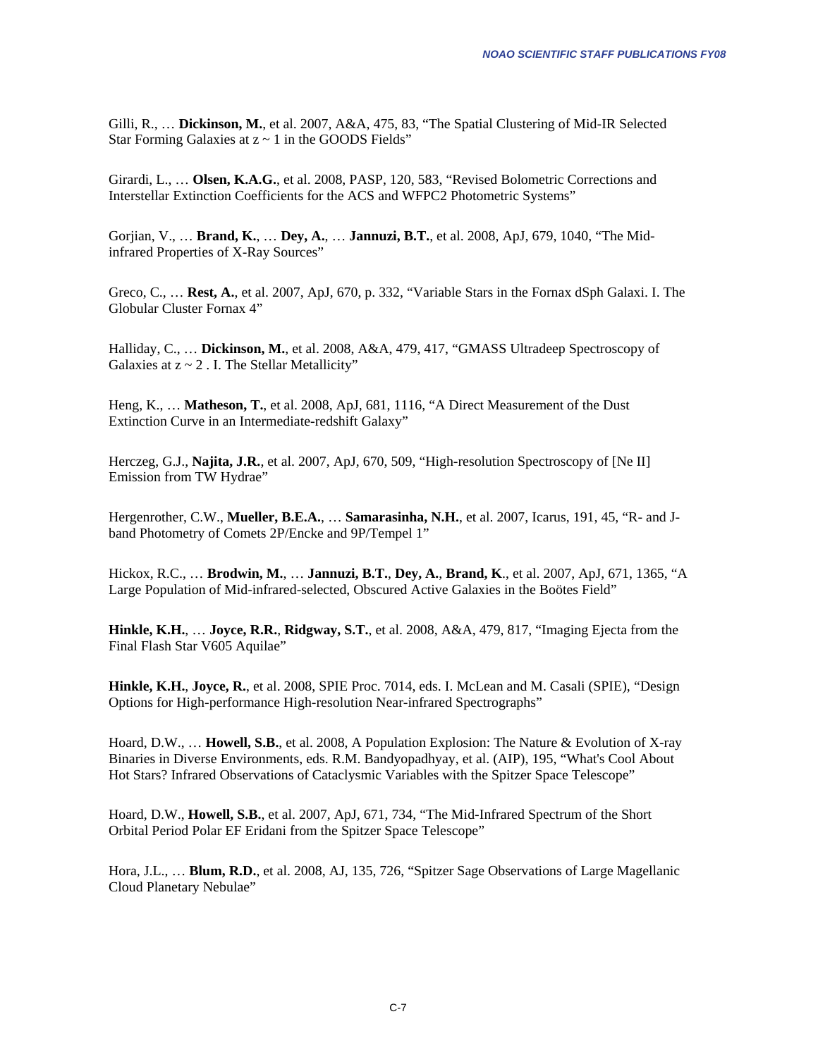Gilli, R., … **Dickinson, M.**, et al. 2007, A&A, 475, 83, “The Spatial Clustering of Mid-IR Selected Star Forming Galaxies at $z \sim 1$ in the GOODS Fields”

Girardi, L., … **Olsen, K.A.G.**, et al. 2008, PASP, 120, 583, “Revised Bolometric Corrections and Interstellar Extinction Coefficients for the ACS and WFPC2 Photometric Systems”

Gorjian, V., … **Brand, K.**, … **Dey, A.**, … **Jannuzi, B.T.**, et al. 2008, ApJ, 679, 1040, “The Mid-infrared Properties of X-Ray Sources”

Greco, C., … **Rest, A.**, et al. 2007, ApJ, 670, p. 332, “Variable Stars in the Fornax dSph Galaxi. I. The Globular Cluster Fornax 4”

Halliday, C., … **Dickinson, M.**, et al. 2008, A&A, 479, 417, “GMASS Ultradeep Spectroscopy of Galaxies at $z \sim 2$ . I. The Stellar Metallicity”

Heng, K., … **Matheson, T.**, et al. 2008, ApJ, 681, 1116, “A Direct Measurement of the Dust Extinction Curve in an Intermediate-redshift Galaxy”

Herczeg, G.J., **Najita, J.R.**, et al. 2007, ApJ, 670, 509, “High-resolution Spectroscopy of [Ne II] Emission from TW Hydrae”

Hergenrother, C.W., **Mueller, B.E.A.**, … **Samarasinha, N.H.**, et al. 2007, Icarus, 191, 45, “R- and J-band Photometry of Comets 2P/Encke and 9P/Tempel 1”

Hickox, R.C., … **Brodwin, M.**, … **Jannuzi, B.T.**, **Dey, A.**, **Brand, K**., et al. 2007, ApJ, 671, 1365, “A Large Population of Mid-infrared-selected, Obscured Active Galaxies in the Boötes Field”

**Hinkle, K.H.**, … **Joyce, R.R.**, **Ridgway, S.T.**, et al. 2008, A&A, 479, 817, “Imaging Ejecta from the Final Flash Star V605 Aquilae”

**Hinkle, K.H.**, **Joyce, R.**, et al. 2008, SPIE Proc. 7014, eds. I. McLean and M. Casali (SPIE), “Design Options for High-performance High-resolution Near-infrared Spectrographs”

Hoard, D.W., … **Howell, S.B.**, et al. 2008, A Population Explosion: The Nature & Evolution of X-ray Binaries in Diverse Environments, eds. R.M. Bandyopadhyay, et al. (AIP), 195, “What's Cool About Hot Stars? Infrared Observations of Cataclysmic Variables with the Spitzer Space Telescope”

Hoard, D.W., **Howell, S.B.**, et al. 2007, ApJ, 671, 734, “The Mid-Infrared Spectrum of the Short Orbital Period Polar EF Eridani from the Spitzer Space Telescope”

Hora, J.L., … **Blum, R.D.**, et al. 2008, AJ, 135, 726, “Spitzer Sage Observations of Large Magellanic Cloud Planetary Nebulae”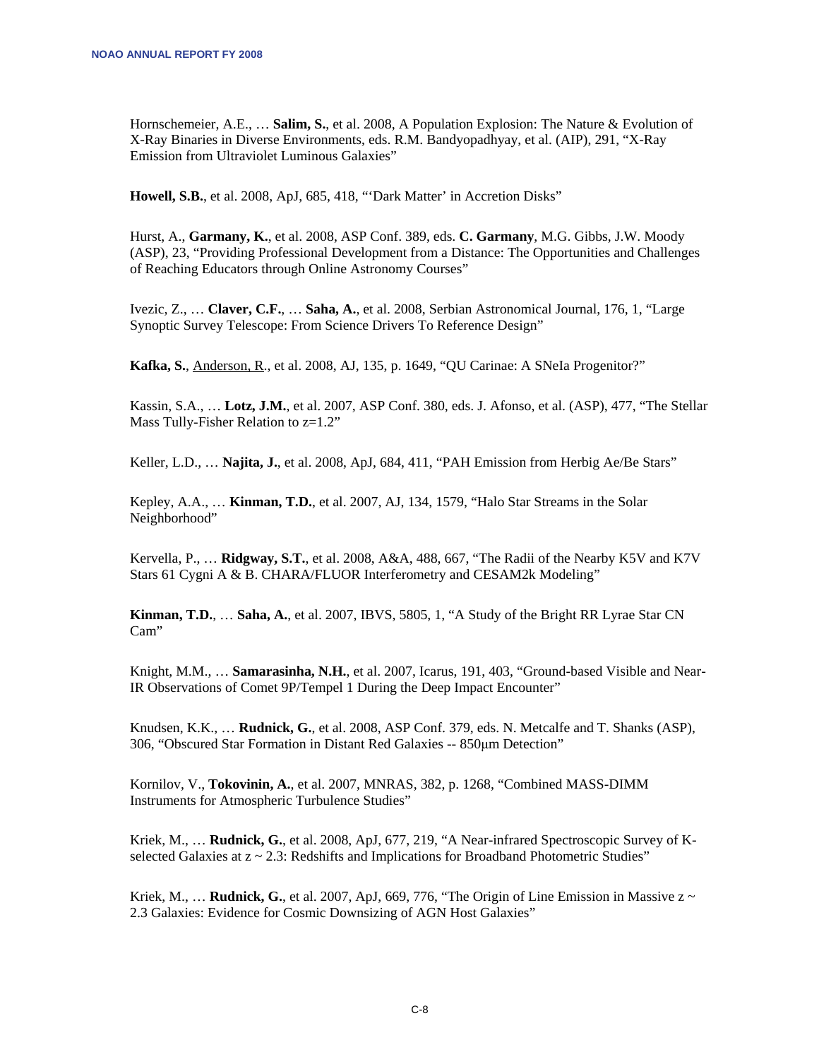Hornschemeier, A.E., … **Salim, S.**, et al. 2008, A Population Explosion: The Nature & Evolution of X-Ray Binaries in Diverse Environments, eds. R.M. Bandyopadhyay, et al. (AIP), 291, "X-Ray Emission from Ultraviolet Luminous Galaxies"

**Howell, S.B.**, et al. 2008, ApJ, 685, 418, "'Dark Matter' in Accretion Disks"

Hurst, A., **Garmany, K.**, et al. 2008, ASP Conf. 389, eds. **C. Garmany**, M.G. Gibbs, J.W. Moody (ASP), 23, "Providing Professional Development from a Distance: The Opportunities and Challenges of Reaching Educators through Online Astronomy Courses"

Ivezic, Z., … **Claver, C.F.**, … **Saha, A.**, et al. 2008, Serbian Astronomical Journal, 176, 1, "Large Synoptic Survey Telescope: From Science Drivers To Reference Design"

**Kafka, S.**, Anderson, R., et al. 2008, AJ, 135, p. 1649, "QU Carinae: A SNeIa Progenitor?"

Kassin, S.A., … **Lotz, J.M.**, et al. 2007, ASP Conf. 380, eds. J. Afonso, et al. (ASP), 477, "The Stellar Mass Tully-Fisher Relation to z=1.2"

Keller, L.D., … **Najita, J.**, et al. 2008, ApJ, 684, 411, "PAH Emission from Herbig Ae/Be Stars"

Kepley, A.A., … **Kinman, T.D.**, et al. 2007, AJ, 134, 1579, "Halo Star Streams in the Solar Neighborhood"

Kervella, P., … **Ridgway, S.T.**, et al. 2008, A&A, 488, 667, "The Radii of the Nearby K5V and K7V Stars 61 Cygni A & B. CHARA/FLUOR Interferometry and CESAM2k Modeling"

**Kinman, T.D.**, … **Saha, A.**, et al. 2007, IBVS, 5805, 1, "A Study of the Bright RR Lyrae Star CN Cam"

Knight, M.M., … **Samarasinha, N.H.**, et al. 2007, Icarus, 191, 403, "Ground-based Visible and Near-IR Observations of Comet 9P/Tempel 1 During the Deep Impact Encounter"

Knudsen, K.K., … **Rudnick, G.**, et al. 2008, ASP Conf. 379, eds. N. Metcalfe and T. Shanks (ASP), 306, "Obscured Star Formation in Distant Red Galaxies -- 850μm Detection"

Kornilov, V., **Tokovinin, A.**, et al. 2007, MNRAS, 382, p. 1268, "Combined MASS-DIMM Instruments for Atmospheric Turbulence Studies"

Kriek, M., … **Rudnick, G.**, et al. 2008, ApJ, 677, 219, "A Near-infrared Spectroscopic Survey of K-selected Galaxies at z ~ 2.3: Redshifts and Implications for Broadband Photometric Studies"

Kriek, M., … **Rudnick, G.**, et al. 2007, ApJ, 669, 776, "The Origin of Line Emission in Massive z ~ 2.3 Galaxies: Evidence for Cosmic Downsizing of AGN Host Galaxies"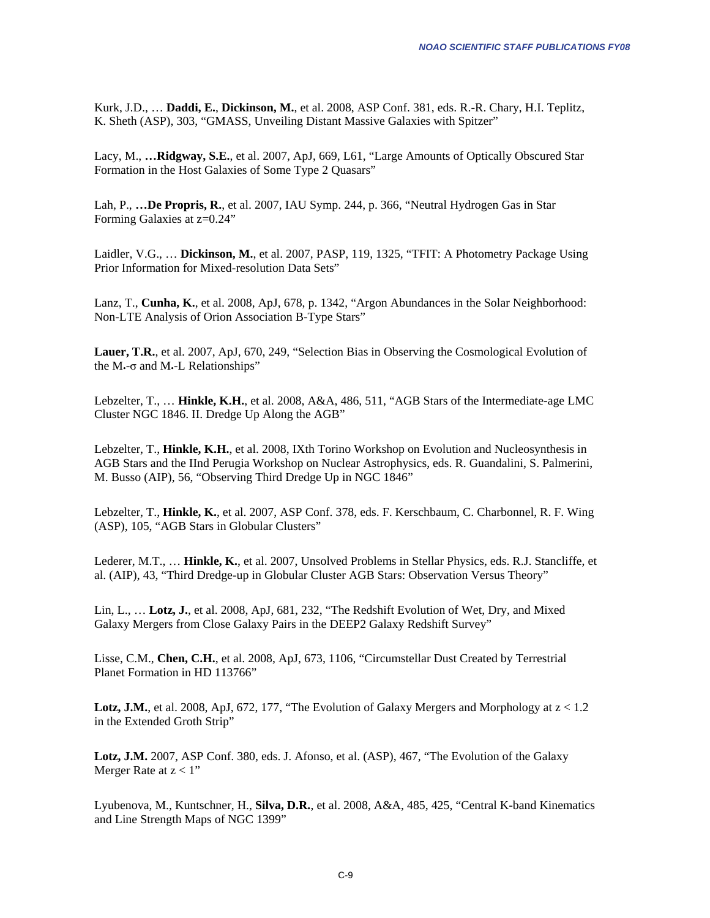Kurk, J.D., … **Daddi, E.**, **Dickinson, M.**, et al. 2008, ASP Conf. 381, eds. R.-R. Chary, H.I. Teplitz, K. Sheth (ASP), 303, "GMASS, Unveiling Distant Massive Galaxies with Spitzer"

Lacy, M., **…Ridgway, S.E.**, et al. 2007, ApJ, 669, L61, "Large Amounts of Optically Obscured Star Formation in the Host Galaxies of Some Type 2 Quasars"

Lah, P., **…De Propris, R.**, et al. 2007, IAU Symp. 244, p. 366, "Neutral Hydrogen Gas in Star Forming Galaxies at z=0.24"

Laidler, V.G., … **Dickinson, M.**, et al. 2007, PASP, 119, 1325, "TFIT: A Photometry Package Using Prior Information for Mixed-resolution Data Sets"

Lanz, T., **Cunha, K.**, et al. 2008, ApJ, 678, p. 1342, "Argon Abundances in the Solar Neighborhood: Non-LTE Analysis of Orion Association B-Type Stars"

**Lauer, T.R.**, et al. 2007, ApJ, 670, 249, "Selection Bias in Observing the Cosmological Evolution of the $M_\bullet$-$\sigma$ and $M_\bullet$-L Relationships"

Lebzelter, T., … **Hinkle, K.H.**, et al. 2008, A&A, 486, 511, "AGB Stars of the Intermediate-age LMC Cluster NGC 1846. II. Dredge Up Along the AGB"

Lebzelter, T., **Hinkle, K.H.**, et al. 2008, IXth Torino Workshop on Evolution and Nucleosynthesis in AGB Stars and the IInd Perugia Workshop on Nuclear Astrophysics, eds. R. Guandalini, S. Palmerini, M. Busso (AIP), 56, "Observing Third Dredge Up in NGC 1846"

Lebzelter, T., **Hinkle, K.**, et al. 2007, ASP Conf. 378, eds. F. Kerschbaum, C. Charbonnel, R. F. Wing (ASP), 105, "AGB Stars in Globular Clusters"

Lederer, M.T., … **Hinkle, K.**, et al. 2007, Unsolved Problems in Stellar Physics, eds. R.J. Stancliffe, et al. (AIP), 43, "Third Dredge-up in Globular Cluster AGB Stars: Observation Versus Theory"

Lin, L., … **Lotz, J.**, et al. 2008, ApJ, 681, 232, "The Redshift Evolution of Wet, Dry, and Mixed Galaxy Mergers from Close Galaxy Pairs in the DEEP2 Galaxy Redshift Survey"

Lisse, C.M., **Chen, C.H.**, et al. 2008, ApJ, 673, 1106, "Circumstellar Dust Created by Terrestrial Planet Formation in HD 113766"

**Lotz, J.M.**, et al. 2008, ApJ, 672, 177, "The Evolution of Galaxy Mergers and Morphology at $z < 1.2$ in the Extended Groth Strip"

**Lotz, J.M.** 2007, ASP Conf. 380, eds. J. Afonso, et al. (ASP), 467, "The Evolution of the Galaxy Merger Rate at $z < 1$"

Lyubenova, M., Kuntschner, H., **Silva, D.R.**, et al. 2008, A&A, 485, 425, "Central K-band Kinematics and Line Strength Maps of NGC 1399"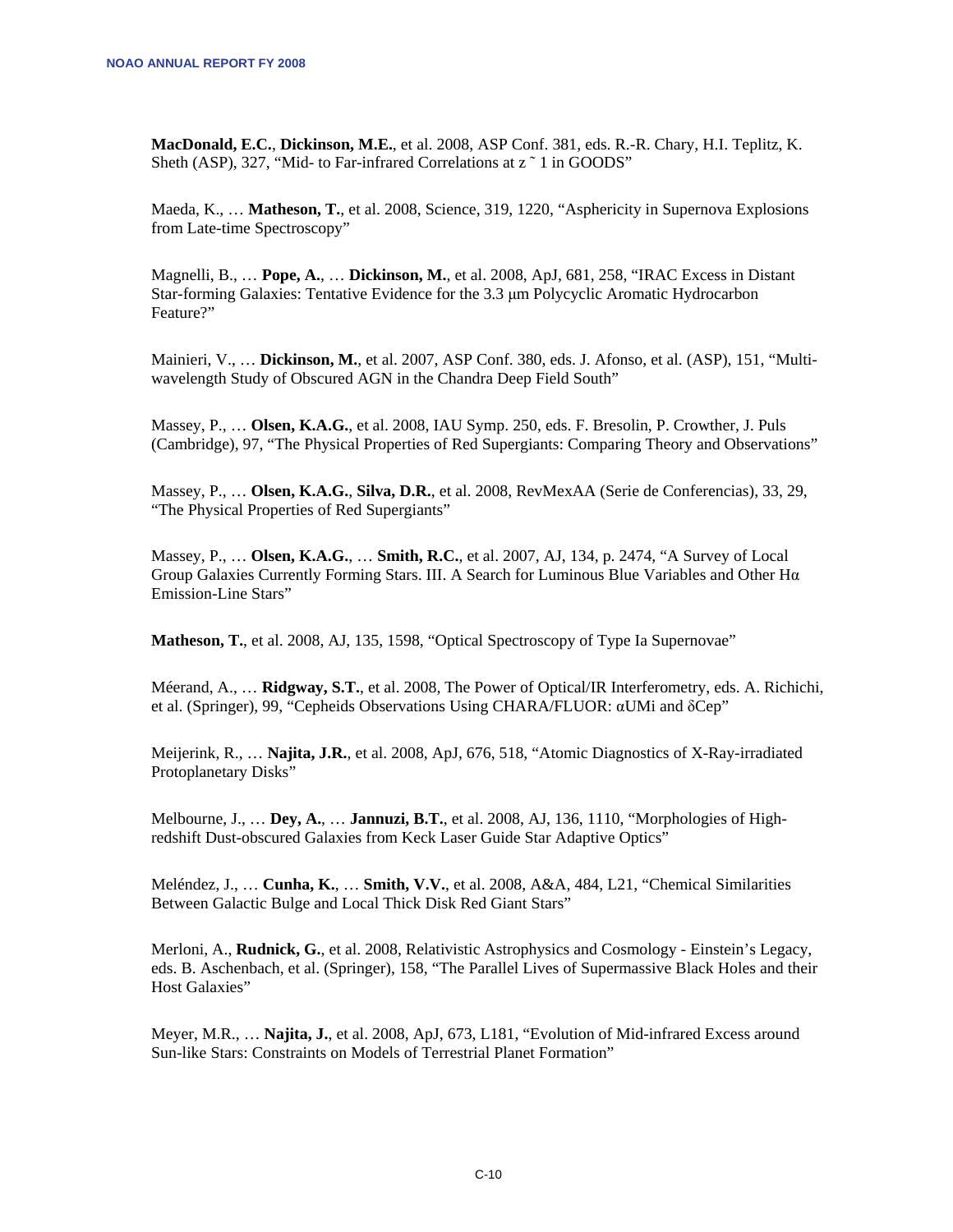**MacDonald, E.C.**, **Dickinson, M.E.**, et al. 2008, ASP Conf. 381, eds. R.-R. Chary, H.I. Teplitz, K. Sheth (ASP), 327, “Mid- to Far-infrared Correlations at z ˜ 1 in GOODS”

Maeda, K., … **Matheson, T.**, et al. 2008, Science, 319, 1220, “Asphericity in Supernova Explosions from Late-time Spectroscopy”

Magnelli, B., … **Pope, A.**, … **Dickinson, M.**, et al. 2008, ApJ, 681, 258, “IRAC Excess in Distant Star-forming Galaxies: Tentative Evidence for the 3.3 μm Polycyclic Aromatic Hydrocarbon Feature?”

Mainieri, V., … **Dickinson, M.**, et al. 2007, ASP Conf. 380, eds. J. Afonso, et al. (ASP), 151, “Multi-wavelength Study of Obscured AGN in the Chandra Deep Field South”

Massey, P., … **Olsen, K.A.G.**, et al. 2008, IAU Symp. 250, eds. F. Bresolin, P. Crowther, J. Puls (Cambridge), 97, “The Physical Properties of Red Supergiants: Comparing Theory and Observations”

Massey, P., … **Olsen, K.A.G.**, **Silva, D.R.**, et al. 2008, RevMexAA (Serie de Conferencias), 33, 29, “The Physical Properties of Red Supergiants”

Massey, P., … **Olsen, K.A.G.**, … **Smith, R.C.**, et al. 2007, AJ, 134, p. 2474, “A Survey of Local Group Galaxies Currently Forming Stars. III. A Search for Luminous Blue Variables and Other Hα Emission-Line Stars”

**Matheson, T.**, et al. 2008, AJ, 135, 1598, “Optical Spectroscopy of Type Ia Supernovae”

Méerand, A., … **Ridgway, S.T.**, et al. 2008, The Power of Optical/IR Interferometry, eds. A. Richichi, et al. (Springer), 99, “Cepheids Observations Using CHARA/FLUOR: αUMi and δCep”

Meijerink, R., … **Najita, J.R.**, et al. 2008, ApJ, 676, 518, “Atomic Diagnostics of X-Ray-irradiated Protoplanetary Disks”

Melbourne, J., … **Dey, A.**, … **Jannuzi, B.T.**, et al. 2008, AJ, 136, 1110, “Morphologies of High-redshift Dust-obscured Galaxies from Keck Laser Guide Star Adaptive Optics”

Meléndez, J., … **Cunha, K.**, … **Smith, V.V.**, et al. 2008, A&A, 484, L21, “Chemical Similarities Between Galactic Bulge and Local Thick Disk Red Giant Stars”

Merloni, A., **Rudnick, G.**, et al. 2008, Relativistic Astrophysics and Cosmology - Einstein’s Legacy, eds. B. Aschenbach, et al. (Springer), 158, “The Parallel Lives of Supermassive Black Holes and their Host Galaxies”

Meyer, M.R., … **Najita, J.**, et al. 2008, ApJ, 673, L181, “Evolution of Mid-infrared Excess around Sun-like Stars: Constraints on Models of Terrestrial Planet Formation”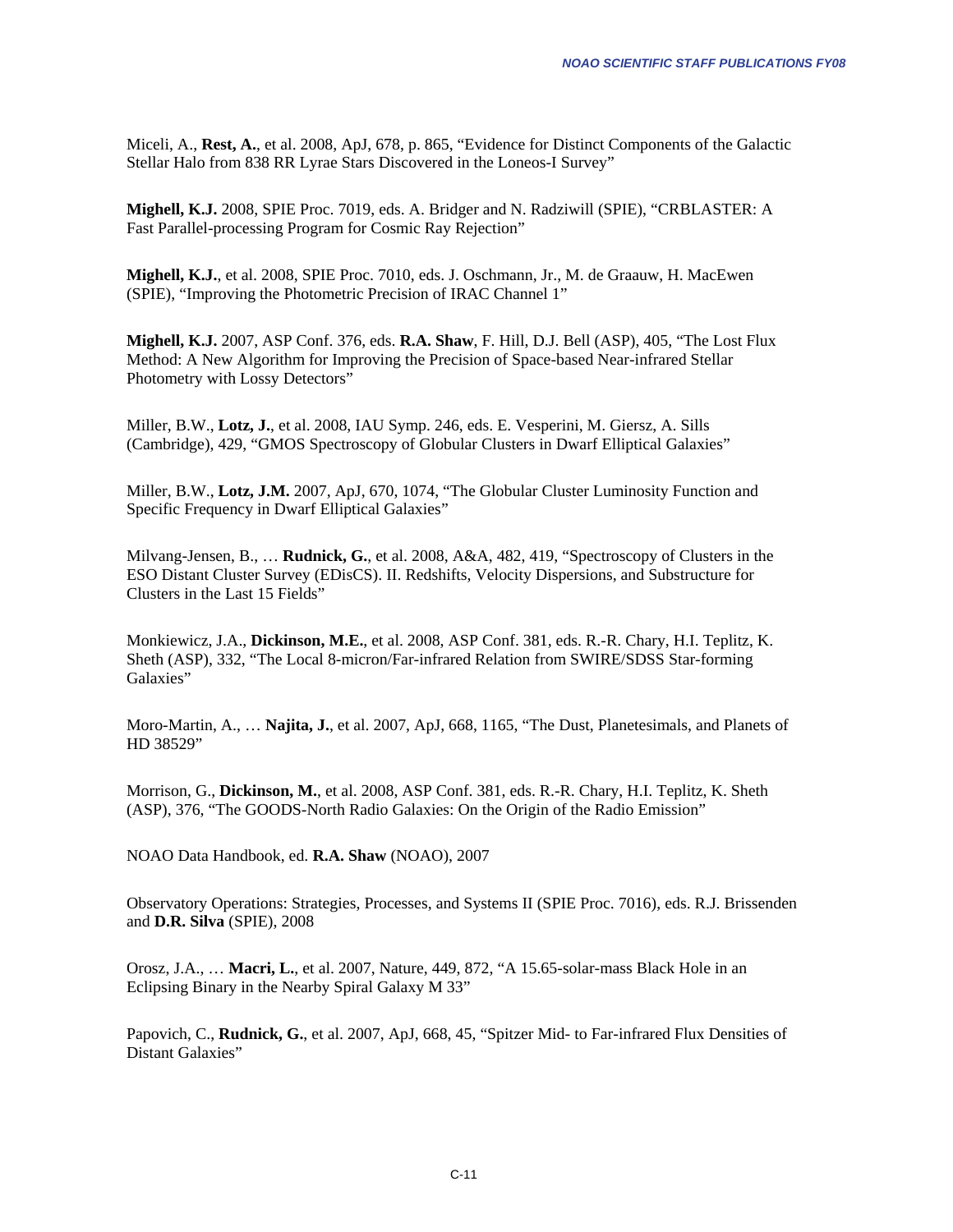Miceli, A., **Rest, A.**, et al. 2008, ApJ, 678, p. 865, "Evidence for Distinct Components of the Galactic Stellar Halo from 838 RR Lyrae Stars Discovered in the Loneos-I Survey"

**Mighell, K.J.** 2008, SPIE Proc. 7019, eds. A. Bridger and N. Radziwill (SPIE), "CRBLASTER: A Fast Parallel-processing Program for Cosmic Ray Rejection"

**Mighell, K.J.**, et al. 2008, SPIE Proc. 7010, eds. J. Oschmann, Jr., M. de Graauw, H. MacEwen (SPIE), "Improving the Photometric Precision of IRAC Channel 1"

**Mighell, K.J.** 2007, ASP Conf. 376, eds. **R.A. Shaw**, F. Hill, D.J. Bell (ASP), 405, "The Lost Flux Method: A New Algorithm for Improving the Precision of Space-based Near-infrared Stellar Photometry with Lossy Detectors"

Miller, B.W., **Lotz, J.**, et al. 2008, IAU Symp. 246, eds. E. Vesperini, M. Giersz, A. Sills (Cambridge), 429, "GMOS Spectroscopy of Globular Clusters in Dwarf Elliptical Galaxies"

Miller, B.W., **Lotz, J.M.** 2007, ApJ, 670, 1074, "The Globular Cluster Luminosity Function and Specific Frequency in Dwarf Elliptical Galaxies"

Milvang-Jensen, B., … **Rudnick, G.**, et al. 2008, A&A, 482, 419, "Spectroscopy of Clusters in the ESO Distant Cluster Survey (EDisCS). II. Redshifts, Velocity Dispersions, and Substructure for Clusters in the Last 15 Fields"

Monkiewicz, J.A., **Dickinson, M.E.**, et al. 2008, ASP Conf. 381, eds. R.-R. Chary, H.I. Teplitz, K. Sheth (ASP), 332, "The Local 8-micron/Far-infrared Relation from SWIRE/SDSS Star-forming Galaxies"

Moro-Martin, A., … **Najita, J.**, et al. 2007, ApJ, 668, 1165, "The Dust, Planetesimals, and Planets of HD 38529"

Morrison, G., **Dickinson, M.**, et al. 2008, ASP Conf. 381, eds. R.-R. Chary, H.I. Teplitz, K. Sheth (ASP), 376, "The GOODS-North Radio Galaxies: On the Origin of the Radio Emission"

NOAO Data Handbook, ed. **R.A. Shaw** (NOAO), 2007

Observatory Operations: Strategies, Processes, and Systems II (SPIE Proc. 7016), eds. R.J. Brissenden and **D.R. Silva** (SPIE), 2008

Orosz, J.A., … **Macri, L.**, et al. 2007, Nature, 449, 872, "A 15.65-solar-mass Black Hole in an Eclipsing Binary in the Nearby Spiral Galaxy M 33"

Papovich, C., **Rudnick, G.**, et al. 2007, ApJ, 668, 45, "Spitzer Mid- to Far-infrared Flux Densities of Distant Galaxies"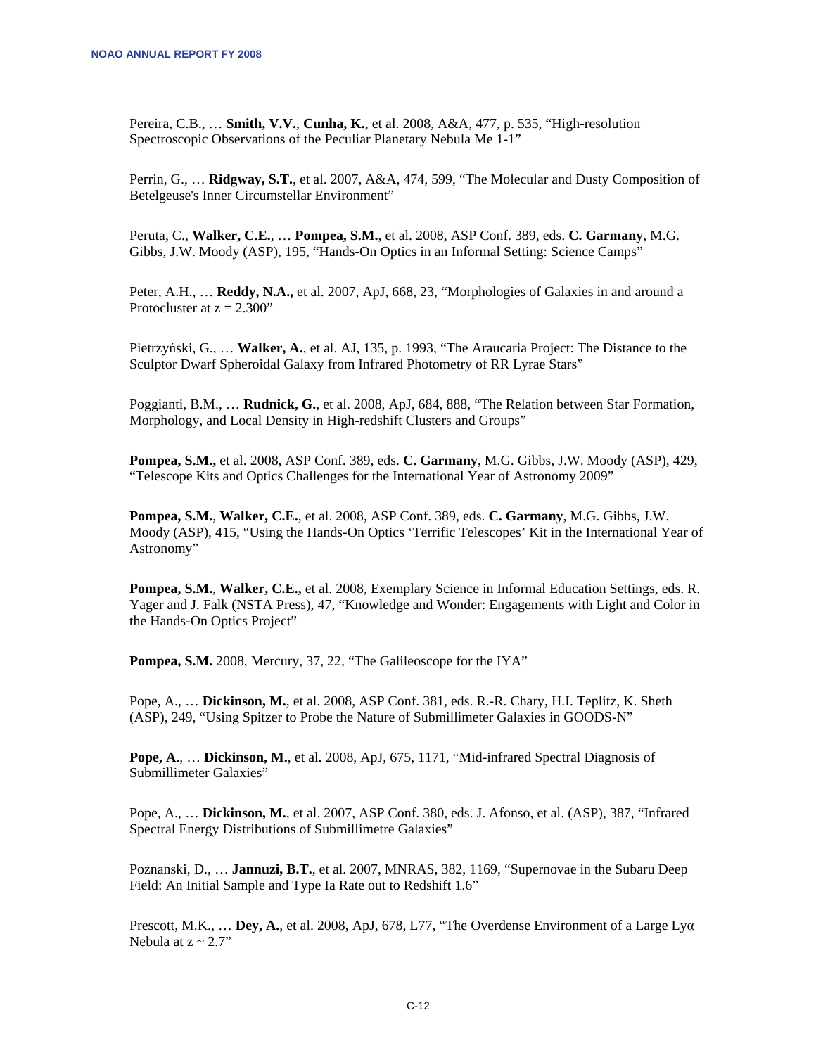Pereira, C.B., … **Smith, V.V.**, **Cunha, K.**, et al. 2008, A&A, 477, p. 535, "High-resolution Spectroscopic Observations of the Peculiar Planetary Nebula Me 1-1"

Perrin, G., … **Ridgway, S.T.**, et al. 2007, A&A, 474, 599, "The Molecular and Dusty Composition of Betelgeuse's Inner Circumstellar Environment"

Peruta, C., **Walker, C.E.**, … **Pompea, S.M.**, et al. 2008, ASP Conf. 389, eds. **C. Garmany**, M.G. Gibbs, J.W. Moody (ASP), 195, "Hands-On Optics in an Informal Setting: Science Camps"

Peter, A.H., … **Reddy, N.A.,** et al. 2007, ApJ, 668, 23, "Morphologies of Galaxies in and around a Protocluster at z = 2.300"

Pietrzyński, G., … **Walker, A.**, et al. AJ, 135, p. 1993, "The Araucaria Project: The Distance to the Sculptor Dwarf Spheroidal Galaxy from Infrared Photometry of RR Lyrae Stars"

Poggianti, B.M., … **Rudnick, G.**, et al. 2008, ApJ, 684, 888, "The Relation between Star Formation, Morphology, and Local Density in High-redshift Clusters and Groups"

**Pompea, S.M.,** et al. 2008, ASP Conf. 389, eds. **C. Garmany**, M.G. Gibbs, J.W. Moody (ASP), 429, "Telescope Kits and Optics Challenges for the International Year of Astronomy 2009"

**Pompea, S.M.**, **Walker, C.E.**, et al. 2008, ASP Conf. 389, eds. **C. Garmany**, M.G. Gibbs, J.W. Moody (ASP), 415, "Using the Hands-On Optics 'Terrific Telescopes' Kit in the International Year of Astronomy"

**Pompea, S.M.**, **Walker, C.E.,** et al. 2008, Exemplary Science in Informal Education Settings, eds. R. Yager and J. Falk (NSTA Press), 47, "Knowledge and Wonder: Engagements with Light and Color in the Hands-On Optics Project"

**Pompea, S.M.** 2008, Mercury, 37, 22, "The Galileoscope for the IYA"

Pope, A., … **Dickinson, M.**, et al. 2008, ASP Conf. 381, eds. R.-R. Chary, H.I. Teplitz, K. Sheth (ASP), 249, "Using Spitzer to Probe the Nature of Submillimeter Galaxies in GOODS-N"

**Pope, A.**, … **Dickinson, M.**, et al. 2008, ApJ, 675, 1171, "Mid-infrared Spectral Diagnosis of Submillimeter Galaxies"

Pope, A., … **Dickinson, M.**, et al. 2007, ASP Conf. 380, eds. J. Afonso, et al. (ASP), 387, "Infrared Spectral Energy Distributions of Submillimetre Galaxies"

Poznanski, D., … **Jannuzi, B.T.**, et al. 2007, MNRAS, 382, 1169, "Supernovae in the Subaru Deep Field: An Initial Sample and Type Ia Rate out to Redshift 1.6"

Prescott, M.K., … **Dey, A.**, et al. 2008, ApJ, 678, L77, "The Overdense Environment of a Large Lyα Nebula at z ~ 2.7"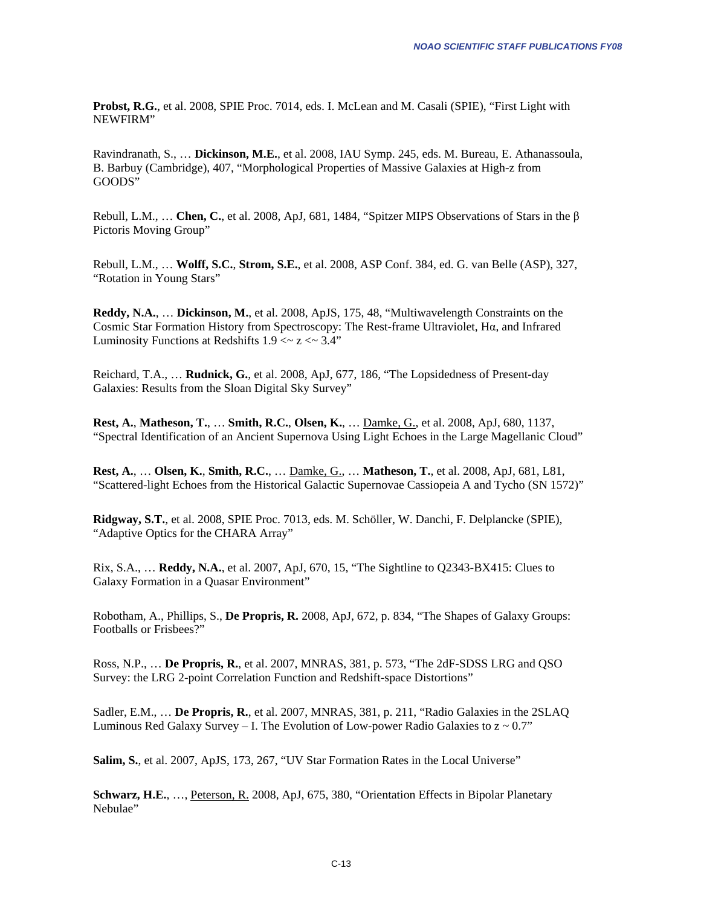**Probst, R.G.**, et al. 2008, SPIE Proc. 7014, eds. I. McLean and M. Casali (SPIE), "First Light with NEWFIRM"

Ravindranath, S., … **Dickinson, M.E.**, et al. 2008, IAU Symp. 245, eds. M. Bureau, E. Athanassoula, B. Barbuy (Cambridge), 407, "Morphological Properties of Massive Galaxies at High-z from GOODS"

Rebull, L.M., … **Chen, C.**, et al. 2008, ApJ, 681, 1484, "Spitzer MIPS Observations of Stars in the β Pictoris Moving Group"

Rebull, L.M., … **Wolff, S.C.**, **Strom, S.E.**, et al. 2008, ASP Conf. 384, ed. G. van Belle (ASP), 327, "Rotation in Young Stars"

**Reddy, N.A.**, … **Dickinson, M.**, et al. 2008, ApJS, 175, 48, "Multiwavelength Constraints on the Cosmic Star Formation History from Spectroscopy: The Rest-frame Ultraviolet, Hα, and Infrared Luminosity Functions at Redshifts 1.9 <~ z <~ 3.4"

Reichard, T.A., … **Rudnick, G.**, et al. 2008, ApJ, 677, 186, "The Lopsidedness of Present-day Galaxies: Results from the Sloan Digital Sky Survey"

**Rest, A.**, **Matheson, T.**, … **Smith, R.C.**, **Olsen, K.**, … <u>Damke, G.</u>, et al. 2008, ApJ, 680, 1137, "Spectral Identification of an Ancient Supernova Using Light Echoes in the Large Magellanic Cloud"

**Rest, A.**, … **Olsen, K.**, **Smith, R.C.**, … <u>Damke, G.</u>, … **Matheson, T.**, et al. 2008, ApJ, 681, L81, "Scattered-light Echoes from the Historical Galactic Supernovae Cassiopeia A and Tycho (SN 1572)"

**Ridgway, S.T.**, et al. 2008, SPIE Proc. 7013, eds. M. Schöller, W. Danchi, F. Delplancke (SPIE), "Adaptive Optics for the CHARA Array"

Rix, S.A., … **Reddy, N.A.**, et al. 2007, ApJ, 670, 15, "The Sightline to Q2343-BX415: Clues to Galaxy Formation in a Quasar Environment"

Robotham, A., Phillips, S., **De Propris, R.** 2008, ApJ, 672, p. 834, "The Shapes of Galaxy Groups: Footballs or Frisbees?"

Ross, N.P., … **De Propris, R.**, et al. 2007, MNRAS, 381, p. 573, "The 2dF-SDSS LRG and QSO Survey: the LRG 2-point Correlation Function and Redshift-space Distortions"

Sadler, E.M., … **De Propris, R.**, et al. 2007, MNRAS, 381, p. 211, "Radio Galaxies in the 2SLAQ Luminous Red Galaxy Survey – I. The Evolution of Low-power Radio Galaxies to z ~ 0.7"

**Salim, S.**, et al. 2007, ApJS, 173, 267, "UV Star Formation Rates in the Local Universe"

**Schwarz, H.E.**, …, <u>Peterson, R.</u> 2008, ApJ, 675, 380, "Orientation Effects in Bipolar Planetary Nebulae"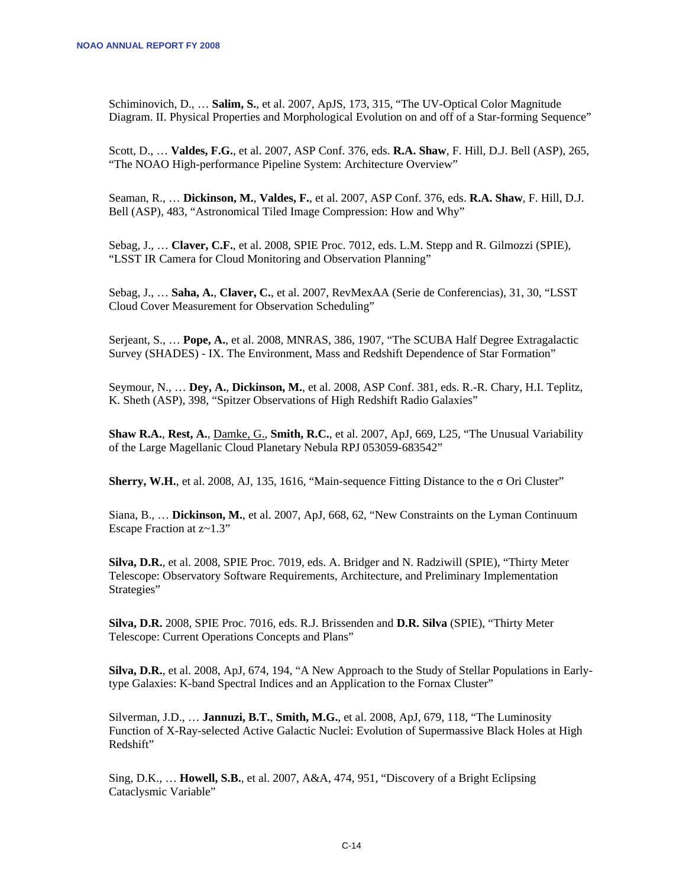Schiminovich, D., … **Salim, S.**, et al. 2007, ApJS, 173, 315, "The UV-Optical Color Magnitude Diagram. II. Physical Properties and Morphological Evolution on and off of a Star-forming Sequence"

Scott, D., … **Valdes, F.G.**, et al. 2007, ASP Conf. 376, eds. **R.A. Shaw**, F. Hill, D.J. Bell (ASP), 265, "The NOAO High-performance Pipeline System: Architecture Overview"

Seaman, R., … **Dickinson, M.**, **Valdes, F.**, et al. 2007, ASP Conf. 376, eds. **R.A. Shaw**, F. Hill, D.J. Bell (ASP), 483, "Astronomical Tiled Image Compression: How and Why"

Sebag, J., … **Claver, C.F.**, et al. 2008, SPIE Proc. 7012, eds. L.M. Stepp and R. Gilmozzi (SPIE), "LSST IR Camera for Cloud Monitoring and Observation Planning"

Sebag, J., … **Saha, A.**, **Claver, C.**, et al. 2007, RevMexAA (Serie de Conferencias), 31, 30, "LSST Cloud Cover Measurement for Observation Scheduling"

Serjeant, S., … **Pope, A.**, et al. 2008, MNRAS, 386, 1907, "The SCUBA Half Degree Extragalactic Survey (SHADES) - IX. The Environment, Mass and Redshift Dependence of Star Formation"

Seymour, N., … **Dey, A.**, **Dickinson, M.**, et al. 2008, ASP Conf. 381, eds. R.-R. Chary, H.I. Teplitz, K. Sheth (ASP), 398, "Spitzer Observations of High Redshift Radio Galaxies"

**Shaw R.A.**, **Rest, A.**, Damke, G., **Smith, R.C.**, et al. 2007, ApJ, 669, L25, "The Unusual Variability of the Large Magellanic Cloud Planetary Nebula RPJ 053059-683542"

**Sherry, W.H.**, et al. 2008, AJ, 135, 1616, "Main-sequence Fitting Distance to the σ Ori Cluster"

Siana, B., … **Dickinson, M.**, et al. 2007, ApJ, 668, 62, "New Constraints on the Lyman Continuum Escape Fraction at z~1.3"

**Silva, D.R.**, et al. 2008, SPIE Proc. 7019, eds. A. Bridger and N. Radziwill (SPIE), "Thirty Meter Telescope: Observatory Software Requirements, Architecture, and Preliminary Implementation Strategies"

**Silva, D.R.** 2008, SPIE Proc. 7016, eds. R.J. Brissenden and **D.R. Silva** (SPIE), "Thirty Meter Telescope: Current Operations Concepts and Plans"

**Silva, D.R.**, et al. 2008, ApJ, 674, 194, "A New Approach to the Study of Stellar Populations in Early-type Galaxies: K-band Spectral Indices and an Application to the Fornax Cluster"

Silverman, J.D., … **Jannuzi, B.T.**, **Smith, M.G.**, et al. 2008, ApJ, 679, 118, "The Luminosity Function of X-Ray-selected Active Galactic Nuclei: Evolution of Supermassive Black Holes at High Redshift"

Sing, D.K., … **Howell, S.B.**, et al. 2007, A&A, 474, 951, "Discovery of a Bright Eclipsing Cataclysmic Variable"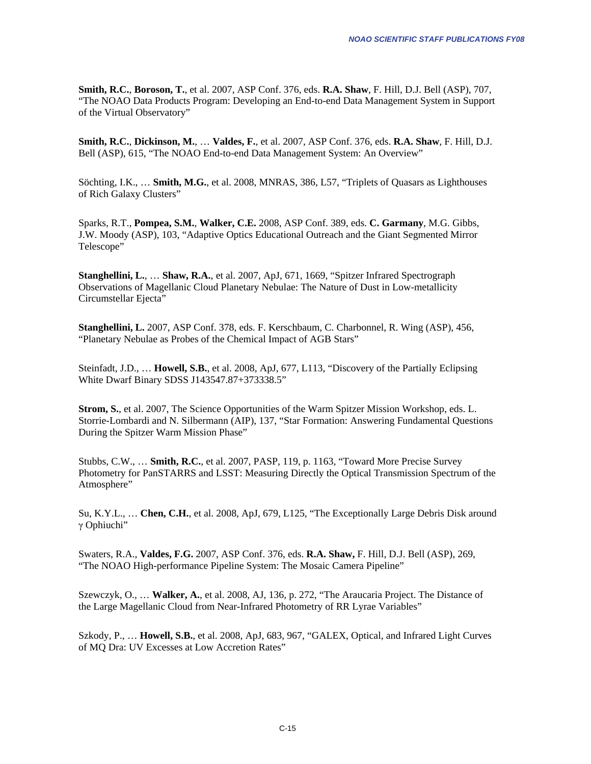**Smith, R.C.**, **Boroson, T.**, et al. 2007, ASP Conf. 376, eds. **R.A. Shaw**, F. Hill, D.J. Bell (ASP), 707, "The NOAO Data Products Program: Developing an End-to-end Data Management System in Support of the Virtual Observatory"

**Smith, R.C.**, **Dickinson, M.**, … **Valdes, F.**, et al. 2007, ASP Conf. 376, eds. **R.A. Shaw**, F. Hill, D.J. Bell (ASP), 615, "The NOAO End-to-end Data Management System: An Overview"

Söchting, I.K., … **Smith, M.G.**, et al. 2008, MNRAS, 386, L57, "Triplets of Quasars as Lighthouses of Rich Galaxy Clusters"

Sparks, R.T., **Pompea, S.M.**, **Walker, C.E.** 2008, ASP Conf. 389, eds. **C. Garmany**, M.G. Gibbs, J.W. Moody (ASP), 103, "Adaptive Optics Educational Outreach and the Giant Segmented Mirror Telescope"

**Stanghellini, L.**, … **Shaw, R.A.**, et al. 2007, ApJ, 671, 1669, "Spitzer Infrared Spectrograph Observations of Magellanic Cloud Planetary Nebulae: The Nature of Dust in Low-metallicity Circumstellar Ejecta"

**Stanghellini, L.** 2007, ASP Conf. 378, eds. F. Kerschbaum, C. Charbonnel, R. Wing (ASP), 456, "Planetary Nebulae as Probes of the Chemical Impact of AGB Stars"

Steinfadt, J.D., … **Howell, S.B.**, et al. 2008, ApJ, 677, L113, "Discovery of the Partially Eclipsing White Dwarf Binary SDSS J143547.87+373338.5"

**Strom, S.**, et al. 2007, The Science Opportunities of the Warm Spitzer Mission Workshop, eds. L. Storrie-Lombardi and N. Silbermann (AIP), 137, "Star Formation: Answering Fundamental Questions During the Spitzer Warm Mission Phase"

Stubbs, C.W., … **Smith, R.C.**, et al. 2007, PASP, 119, p. 1163, "Toward More Precise Survey Photometry for PanSTARRS and LSST: Measuring Directly the Optical Transmission Spectrum of the Atmosphere"

Su, K.Y.L., … **Chen, C.H.**, et al. 2008, ApJ, 679, L125, "The Exceptionally Large Debris Disk around $\gamma$ Ophiuchi"

Swaters, R.A., **Valdes, F.G.** 2007, ASP Conf. 376, eds. **R.A. Shaw,** F. Hill, D.J. Bell (ASP), 269, "The NOAO High-performance Pipeline System: The Mosaic Camera Pipeline"

Szewczyk, O., … **Walker, A.**, et al. 2008, AJ, 136, p. 272, "The Araucaria Project. The Distance of the Large Magellanic Cloud from Near-Infrared Photometry of RR Lyrae Variables"

Szkody, P., … **Howell, S.B.**, et al. 2008, ApJ, 683, 967, "GALEX, Optical, and Infrared Light Curves of MQ Dra: UV Excesses at Low Accretion Rates"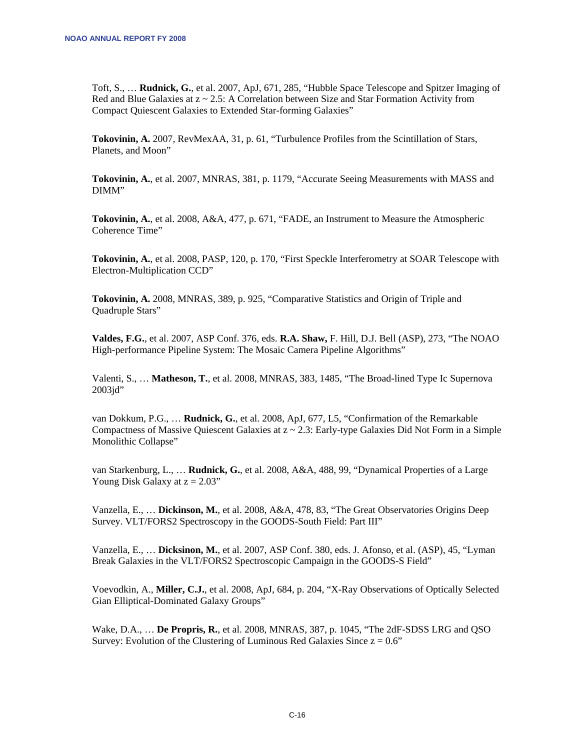Toft, S., … **Rudnick, G.**, et al. 2007, ApJ, 671, 285, "Hubble Space Telescope and Spitzer Imaging of Red and Blue Galaxies at z ~ 2.5: A Correlation between Size and Star Formation Activity from Compact Quiescent Galaxies to Extended Star-forming Galaxies"

**Tokovinin, A.** 2007, RevMexAA, 31, p. 61, "Turbulence Profiles from the Scintillation of Stars, Planets, and Moon"

**Tokovinin, A.**, et al. 2007, MNRAS, 381, p. 1179, "Accurate Seeing Measurements with MASS and DIMM"

**Tokovinin, A.**, et al. 2008, A&A, 477, p. 671, "FADE, an Instrument to Measure the Atmospheric Coherence Time"

**Tokovinin, A.**, et al. 2008, PASP, 120, p. 170, "First Speckle Interferometry at SOAR Telescope with Electron-Multiplication CCD"

**Tokovinin, A.** 2008, MNRAS, 389, p. 925, "Comparative Statistics and Origin of Triple and Quadruple Stars"

**Valdes, F.G.**, et al. 2007, ASP Conf. 376, eds. **R.A. Shaw,** F. Hill, D.J. Bell (ASP), 273, "The NOAO High-performance Pipeline System: The Mosaic Camera Pipeline Algorithms"

Valenti, S., … **Matheson, T.**, et al. 2008, MNRAS, 383, 1485, "The Broad-lined Type Ic Supernova 2003jd"

van Dokkum, P.G., … **Rudnick, G.**, et al. 2008, ApJ, 677, L5, "Confirmation of the Remarkable Compactness of Massive Quiescent Galaxies at z ~ 2.3: Early-type Galaxies Did Not Form in a Simple Monolithic Collapse"

van Starkenburg, L., … **Rudnick, G.**, et al. 2008, A&A, 488, 99, "Dynamical Properties of a Large Young Disk Galaxy at z = 2.03"

Vanzella, E., … **Dickinson, M.**, et al. 2008, A&A, 478, 83, "The Great Observatories Origins Deep Survey. VLT/FORS2 Spectroscopy in the GOODS-South Field: Part III"

Vanzella, E., … **Dicksinon, M.**, et al. 2007, ASP Conf. 380, eds. J. Afonso, et al. (ASP), 45, "Lyman Break Galaxies in the VLT/FORS2 Spectroscopic Campaign in the GOODS-S Field"

Voevodkin, A., **Miller, C.J.**, et al. 2008, ApJ, 684, p. 204, "X-Ray Observations of Optically Selected Gian Elliptical-Dominated Galaxy Groups"

Wake, D.A., … **De Propris, R.**, et al. 2008, MNRAS, 387, p. 1045, "The 2dF-SDSS LRG and QSO Survey: Evolution of the Clustering of Luminous Red Galaxies Since z = 0.6"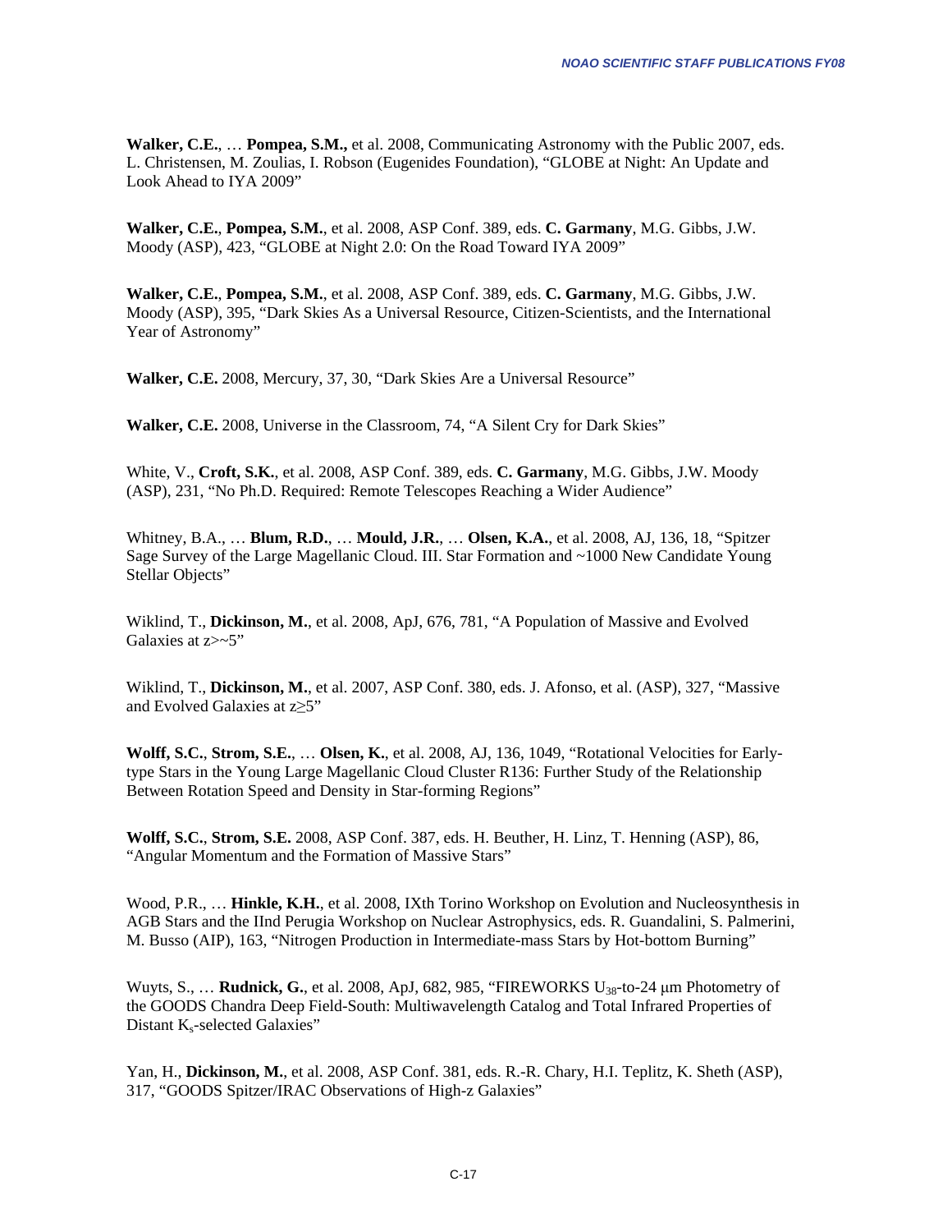**Walker, C.E.**, … **Pompea, S.M.,** et al. 2008, Communicating Astronomy with the Public 2007, eds. L. Christensen, M. Zoulias, I. Robson (Eugenides Foundation), "GLOBE at Night: An Update and Look Ahead to IYA 2009"

**Walker, C.E.**, **Pompea, S.M.**, et al. 2008, ASP Conf. 389, eds. **C. Garmany**, M.G. Gibbs, J.W. Moody (ASP), 423, "GLOBE at Night 2.0: On the Road Toward IYA 2009"

**Walker, C.E.**, **Pompea, S.M.**, et al. 2008, ASP Conf. 389, eds. **C. Garmany**, M.G. Gibbs, J.W. Moody (ASP), 395, "Dark Skies As a Universal Resource, Citizen-Scientists, and the International Year of Astronomy"

**Walker, C.E.** 2008, Mercury, 37, 30, "Dark Skies Are a Universal Resource"

**Walker, C.E.** 2008, Universe in the Classroom, 74, "A Silent Cry for Dark Skies"

White, V., **Croft, S.K.**, et al. 2008, ASP Conf. 389, eds. **C. Garmany**, M.G. Gibbs, J.W. Moody (ASP), 231, "No Ph.D. Required: Remote Telescopes Reaching a Wider Audience"

Whitney, B.A., … **Blum, R.D.**, … **Mould, J.R.**, … **Olsen, K.A.**, et al. 2008, AJ, 136, 18, "Spitzer Sage Survey of the Large Magellanic Cloud. III. Star Formation and ~1000 New Candidate Young Stellar Objects"

Wiklind, T., **Dickinson, M.**, et al. 2008, ApJ, 676, 781, "A Population of Massive and Evolved Galaxies at z>~5"

Wiklind, T., **Dickinson, M.**, et al. 2007, ASP Conf. 380, eds. J. Afonso, et al. (ASP), 327, "Massive and Evolved Galaxies at $z \geq 5$"

**Wolff, S.C.**, **Strom, S.E.**, … **Olsen, K.**, et al. 2008, AJ, 136, 1049, "Rotational Velocities for Early-type Stars in the Young Large Magellanic Cloud Cluster R136: Further Study of the Relationship Between Rotation Speed and Density in Star-forming Regions"

**Wolff, S.C.**, **Strom, S.E.** 2008, ASP Conf. 387, eds. H. Beuther, H. Linz, T. Henning (ASP), 86, "Angular Momentum and the Formation of Massive Stars"

Wood, P.R., … **Hinkle, K.H.**, et al. 2008, IXth Torino Workshop on Evolution and Nucleosynthesis in AGB Stars and the IInd Perugia Workshop on Nuclear Astrophysics, eds. R. Guandalini, S. Palmerini, M. Busso (AIP), 163, "Nitrogen Production in Intermediate-mass Stars by Hot-bottom Burning"

Wuyts, S., … **Rudnick, G.**, et al. 2008, ApJ, 682, 985, "FIREWORKS $U_{38}$-to-24 μm Photometry of the GOODS Chandra Deep Field-South: Multiwavelength Catalog and Total Infrared Properties of Distant $K_s$-selected Galaxies"

Yan, H., **Dickinson, M.**, et al. 2008, ASP Conf. 381, eds. R.-R. Chary, H.I. Teplitz, K. Sheth (ASP), 317, "GOODS Spitzer/IRAC Observations of High-z Galaxies"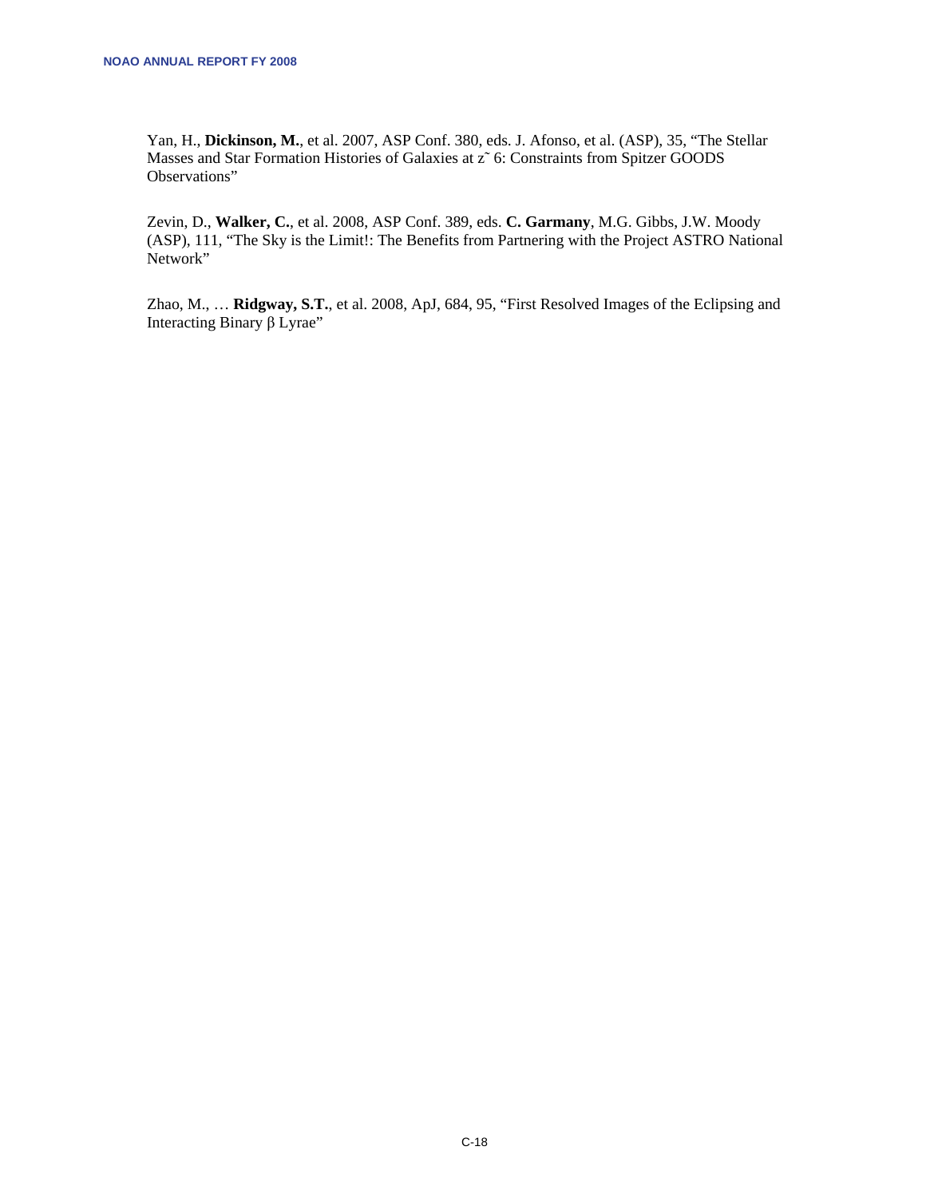Yan, H., **Dickinson, M.**, et al. 2007, ASP Conf. 380, eds. J. Afonso, et al. (ASP), 35, "The Stellar Masses and Star Formation Histories of Galaxies at z˜ 6: Constraints from Spitzer GOODS Observations"

Zevin, D., **Walker, C.**, et al. 2008, ASP Conf. 389, eds. **C. Garmany**, M.G. Gibbs, J.W. Moody (ASP), 111, "The Sky is the Limit!: The Benefits from Partnering with the Project ASTRO National Network"

Zhao, M., … **Ridgway, S.T.**, et al. 2008, ApJ, 684, 95, "First Resolved Images of the Eclipsing and Interacting Binary β Lyrae"